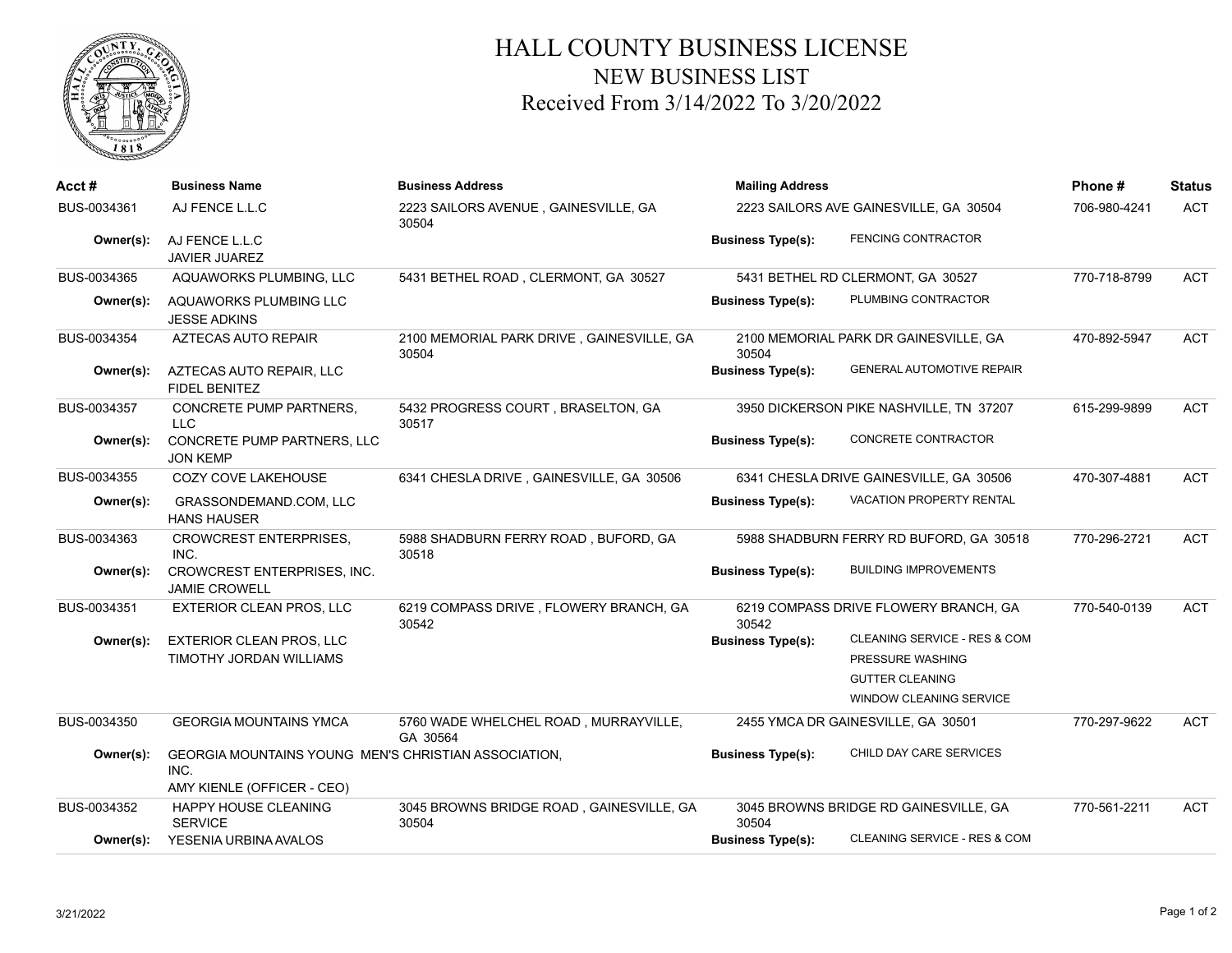# HALL COUNTY BUSINESS LICENSE

## NEW BUSINESS LIST

### Received From 3/14/2022 To 3/20/2022

| Acct # | Business Name | Business Address | Mailing Address | | Phone # | Status |
|---|---|---|---|---|---|---|
| BUS-0034361 | AJ FENCE L.L.C | 2223 SAILORS AVENUE , GAINESVILLE, GA 30504 | 2223 SAILORS AVE GAINESVILLE, GA 30504 | | 706-980-4241 | ACT |
| **Owner(s):** | AJ FENCE L.L.C<br>JAVIER JUAREZ | | **Business Type(s):** | FENCING CONTRACTOR | | |
| BUS-0034365 | AQUAWORKS PLUMBING, LLC | 5431 BETHEL ROAD , CLERMONT, GA 30527 | 5431 BETHEL RD CLERMONT, GA 30527 | | 770-718-8799 | ACT |
| **Owner(s):** | AQUAWORKS PLUMBING LLC<br>JESSE ADKINS | | **Business Type(s):** | PLUMBING CONTRACTOR | | |
| BUS-0034354 | AZTECAS AUTO REPAIR | 2100 MEMORIAL PARK DRIVE , GAINESVILLE, GA 30504 | 2100 MEMORIAL PARK DR GAINESVILLE, GA 30504 | | 470-892-5947 | ACT |
| **Owner(s):** | AZTECAS AUTO REPAIR, LLC<br>FIDEL BENITEZ | | **Business Type(s):** | GENERAL AUTOMOTIVE REPAIR | | |
| BUS-0034357 | CONCRETE PUMP PARTNERS, LLC | 5432 PROGRESS COURT , BRASELTON, GA 30517 | 3950 DICKERSON PIKE NASHVILLE, TN 37207 | | 615-299-9899 | ACT |
| **Owner(s):** | CONCRETE PUMP PARTNERS, LLC<br>JON KEMP | | **Business Type(s):** | CONCRETE CONTRACTOR | | |
| BUS-0034355 | COZY COVE LAKEHOUSE | 6341 CHESLA DRIVE , GAINESVILLE, GA 30506 | 6341 CHESLA DRIVE GAINESVILLE, GA 30506 | | 470-307-4881 | ACT |
| **Owner(s):** | GRASSONDEMAND.COM, LLC<br>HANS HAUSER | | **Business Type(s):** | VACATION PROPERTY RENTAL | | |
| BUS-0034363 | CROWCREST ENTERPRISES, INC. | 5988 SHADBURN FERRY ROAD , BUFORD, GA 30518 | 5988 SHADBURN FERRY RD BUFORD, GA 30518 | | 770-296-2721 | ACT |
| **Owner(s):** | CROWCREST ENTERPRISES, INC.<br>JAMIE CROWELL | | **Business Type(s):** | BUILDING IMPROVEMENTS | | |
| BUS-0034351 | EXTERIOR CLEAN PROS, LLC | 6219 COMPASS DRIVE , FLOWERY BRANCH, GA 30542 | 6219 COMPASS DRIVE FLOWERY BRANCH, GA 30542 | | 770-540-0139 | ACT |
| **Owner(s):** | EXTERIOR CLEAN PROS, LLC<br>TIMOTHY JORDAN WILLIAMS | | **Business Type(s):** | CLEANING SERVICE - RES & COM<br>PRESSURE WASHING<br>GUTTER CLEANING<br>WINDOW CLEANING SERVICE | | |
| BUS-0034350 | GEORGIA MOUNTAINS YMCA | 5760 WADE WHELCHEL ROAD , MURRAYVILLE, GA 30564 | 2455 YMCA DR GAINESVILLE, GA 30501 | | 770-297-9622 | ACT |
| **Owner(s):** | GEORGIA MOUNTAINS YOUNG MEN'S CHRISTIAN ASSOCIATION, INC.<br>AMY KIENLE (OFFICER - CEO) | | **Business Type(s):** | CHILD DAY CARE SERVICES | | |
| BUS-0034352 | HAPPY HOUSE CLEANING SERVICE | 3045 BROWNS BRIDGE ROAD , GAINESVILLE, GA 30504 | 3045 BROWNS BRIDGE RD GAINESVILLE, GA 30504 | | 770-561-2211 | ACT |
| **Owner(s):** | YESENIA URBINA AVALOS | | **Business Type(s):** | CLEANING SERVICE - RES & COM | | |

3/21/2022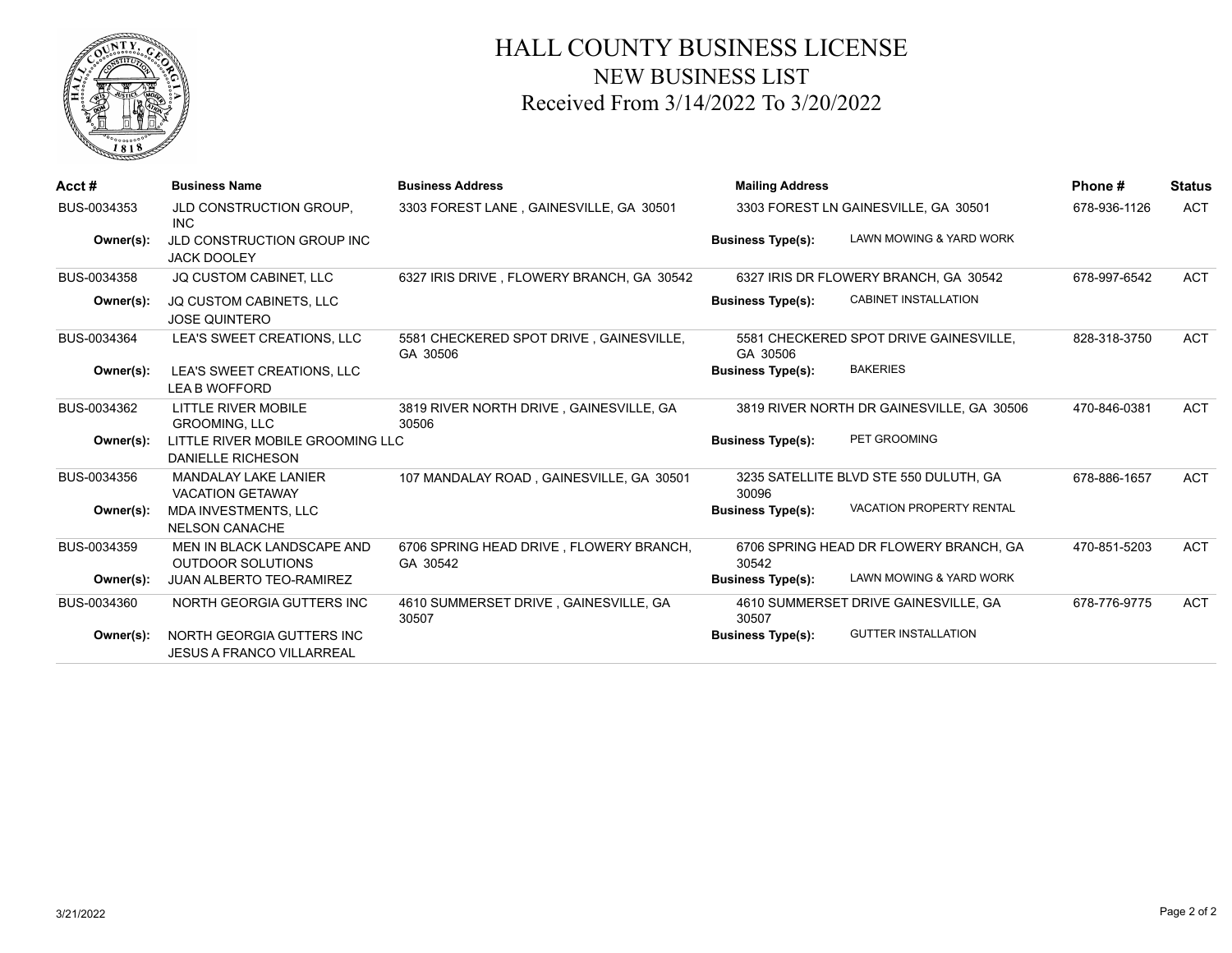# HALL COUNTY BUSINESS LICENSE
## NEW BUSINESS LIST
### Received From 3/14/2022 To 3/20/2022

| Acct # | Business Name | Business Address | Mailing Address | | Phone # | Status |
|---|---|---|---|---|---|---|
| BUS-0034353 | JLD CONSTRUCTION GROUP, INC | 3303 FOREST LANE , GAINESVILLE, GA 30501 | 3303 FOREST LN GAINESVILLE, GA 30501 | | 678-936-1126 | ACT |
| **Owner(s):** | JLD CONSTRUCTION GROUP INC<br>JACK DOOLEY | | **Business Type(s):** | LAWN MOWING & YARD WORK | | |
| BUS-0034358 | JQ CUSTOM CABINET, LLC | 6327 IRIS DRIVE , FLOWERY BRANCH, GA 30542 | 6327 IRIS DR FLOWERY BRANCH, GA 30542 | | 678-997-6542 | ACT |
| **Owner(s):** | JQ CUSTOM CABINETS, LLC<br>JOSE QUINTERO | | **Business Type(s):** | CABINET INSTALLATION | | |
| BUS-0034364 | LEA'S SWEET CREATIONS, LLC | 5581 CHECKERED SPOT DRIVE , GAINESVILLE, GA 30506 | 5581 CHECKERED SPOT DRIVE GAINESVILLE, GA 30506 | | 828-318-3750 | ACT |
| **Owner(s):** | LEA'S SWEET CREATIONS, LLC<br>LEA B WOFFORD | | **Business Type(s):** | BAKERIES | | |
| BUS-0034362 | LITTLE RIVER MOBILE GROOMING, LLC | 3819 RIVER NORTH DRIVE , GAINESVILLE, GA 30506 | 3819 RIVER NORTH DR GAINESVILLE, GA 30506 | | 470-846-0381 | ACT |
| **Owner(s):** | LITTLE RIVER MOBILE GROOMING LLC<br>DANIELLE RICHESON | | **Business Type(s):** | PET GROOMING | | |
| BUS-0034356 | MANDALAY LAKE LANIER VACATION GETAWAY | 107 MANDALAY ROAD , GAINESVILLE, GA 30501 | 3235 SATELLITE BLVD STE 550 DULUTH, GA 30096 | | 678-886-1657 | ACT |
| **Owner(s):** | MDA INVESTMENTS, LLC<br>NELSON CANACHE | | **Business Type(s):** | VACATION PROPERTY RENTAL | | |
| BUS-0034359 | MEN IN BLACK LANDSCAPE AND OUTDOOR SOLUTIONS | 6706 SPRING HEAD DRIVE , FLOWERY BRANCH, GA 30542 | 6706 SPRING HEAD DR FLOWERY BRANCH, GA 30542 | | 470-851-5203 | ACT |
| **Owner(s):** | JUAN ALBERTO TEO-RAMIREZ | | **Business Type(s):** | LAWN MOWING & YARD WORK | | |
| BUS-0034360 | NORTH GEORGIA GUTTERS INC | 4610 SUMMERSET DRIVE , GAINESVILLE, GA 30507 | 4610 SUMMERSET DRIVE GAINESVILLE, GA 30507 | | 678-776-9775 | ACT |
| **Owner(s):** | NORTH GEORGIA GUTTERS INC<br>JESUS A FRANCO VILLARREAL | | **Business Type(s):** | GUTTER INSTALLATION | | |

3/21/2022